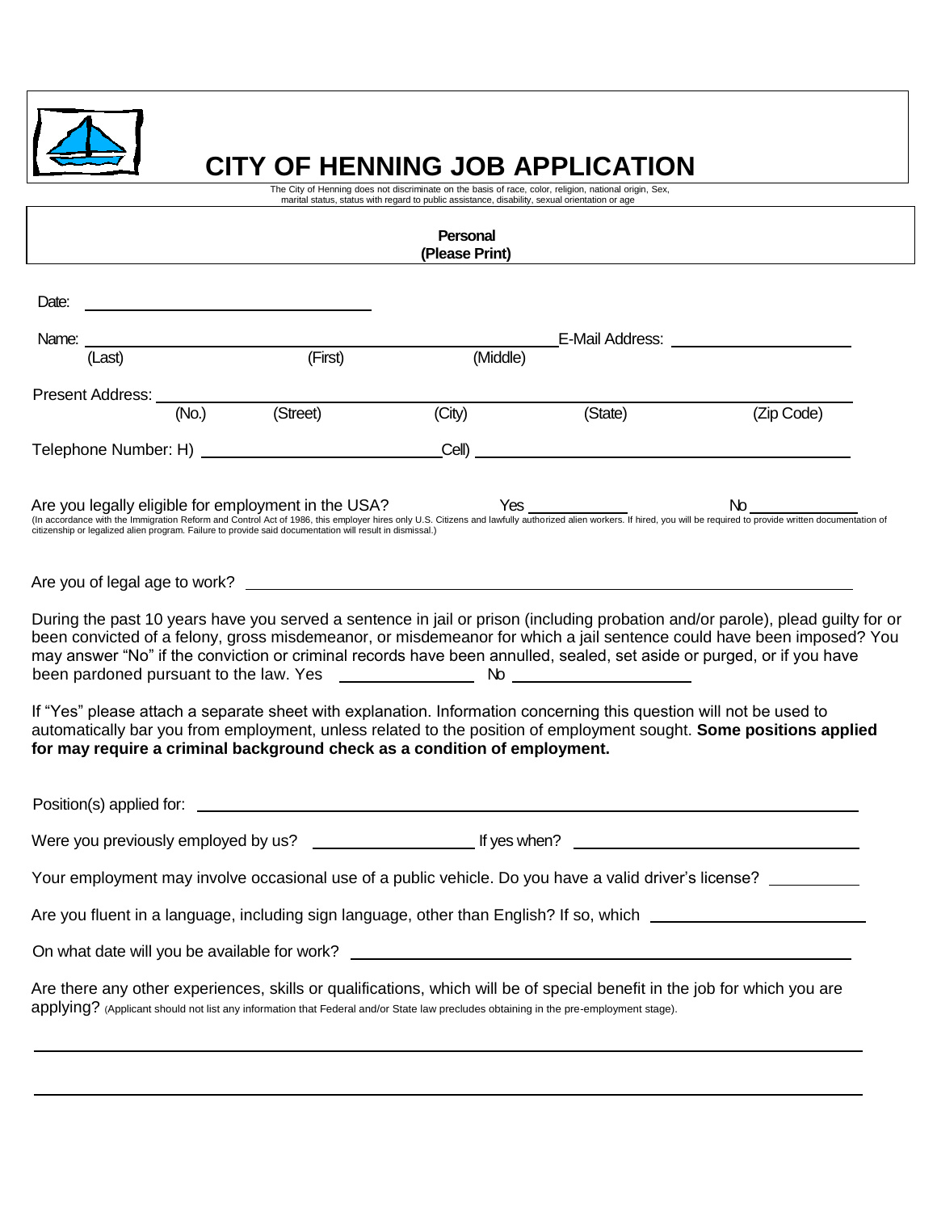# CITY OF HENNING JOB APPLICATION

The City of Henning does not discriminate on the basis of race, color, religion, national origin, Sex, marital status, status with regard to public assistance, disability, sexual orientation or age

**Personal**
**(Please Print)**

Date: ______________________________

Name: ______________________________ E-Mail Address: ____________________
(Last) (First) (Middle)

Present Address: ______________________________________________________________
(No.) (Street) (City) (State) (Zip Code)

Telephone Number: H) ______________________ Cell) ______________________

Are you legally eligible for employment in the USA? Yes __________ No __________
(In accordance with the Immigration Reform and Control Act of 1986, this employer hires only U.S. Citizens and lawfully authorized alien workers. If hired, you will be required to provide written documentation of citizenship or legalized alien program. Failure to provide said documentation will result in dismissal.)

Are you of legal age to work? ______________________________

During the past 10 years have you served a sentence in jail or prison (including probation and/or parole), plead guilty for or been convicted of a felony, gross misdemeanor, or misdemeanor for which a jail sentence could have been imposed? You may answer "No" if the conviction or criminal records have been annulled, sealed, set aside or purged, or if you have been pardoned pursuant to the law. Yes ______________ No ______________

If "Yes" please attach a separate sheet with explanation. Information concerning this question will not be used to automatically bar you from employment, unless related to the position of employment sought. **Some positions applied for may require a criminal background check as a condition of employment.**

Position(s) applied for: ______________________________

Were you previously employed by us? ______________ If yes when? ______________

Your employment may involve occasional use of a public vehicle. Do you have a valid driver's license? ________

Are you fluent in a language, including sign language, other than English? If so, which ______________

On what date will you be available for work? ______________________________

Are there any other experiences, skills or qualifications, which will be of special benefit in the job for which you are applying? (Applicant should not list any information that Federal and/or State law precludes obtaining in the pre-employment stage).

______________________________________________________________

______________________________________________________________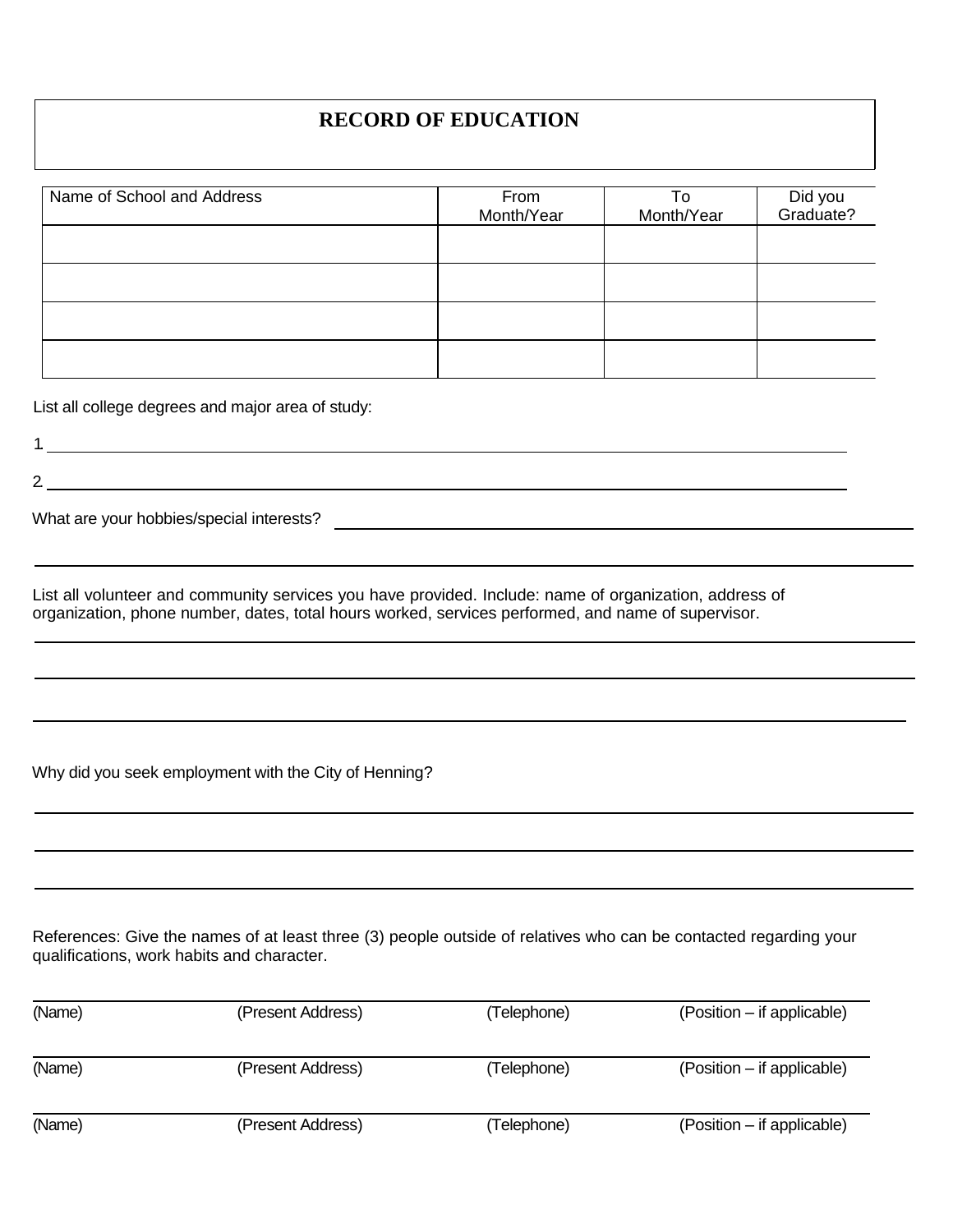# RECORD OF EDUCATION

| Name of School and Address | From Month/Year | To Month/Year | Did you Graduate? |
|---|---|---|---|
| | | | |
| | | | |
| | | | |
| | | | |

List all college degrees and major area of study:

1. ______________________________________________

2. ______________________________________________

What are your hobbies/special interests? ______________________________________________

______________________________________________

List all volunteer and community services you have provided. Include: name of organization, address of organization, phone number, dates, total hours worked, services performed, and name of supervisor.

______________________________________________

______________________________________________

______________________________________________

Why did you seek employment with the City of Henning?

______________________________________________

______________________________________________

______________________________________________

References: Give the names of at least three (3) people outside of relatives who can be contacted regarding your qualifications, work habits and character.

| (Name) | (Present Address) | (Telephone) | (Position – if applicable) |
|---|---|---|---|
| (Name) | (Present Address) | (Telephone) | (Position – if applicable) |
| (Name) | (Present Address) | (Telephone) | (Position – if applicable) |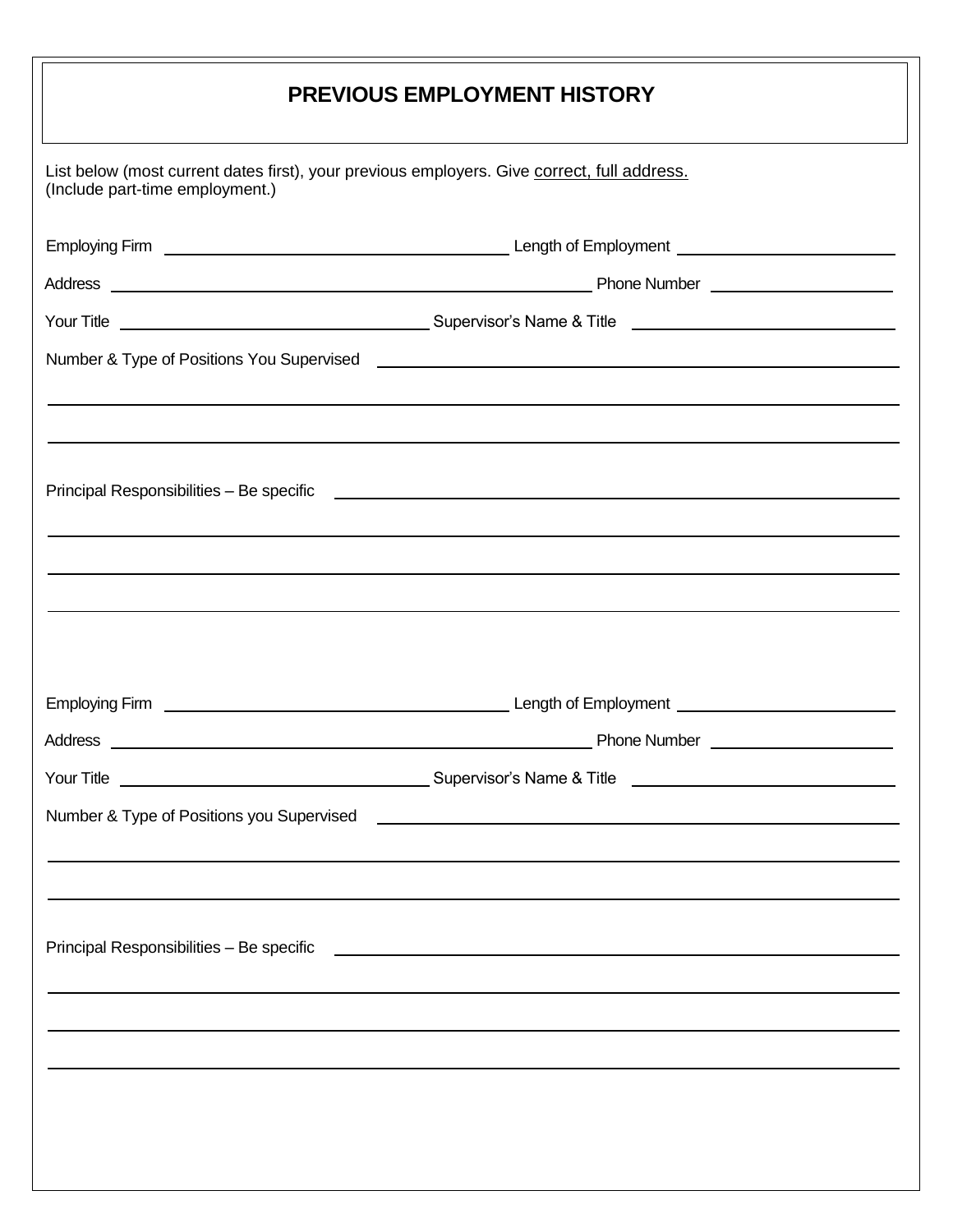# PREVIOUS EMPLOYMENT HISTORY

List below (most current dates first), your previous employers. Give correct, full address.
(Include part-time employment.)

Employing Firm ______________________________ Length of Employment ____________________

Address ______________________________________________ Phone Number ________________

Your Title ___________________________ Supervisor's Name & Title ______________________

Number & Type of Positions You Supervised ______________________________________________

______________________________________________________________________________

______________________________________________________________________________

Principal Responsibilities – Be specific ________________________________________________

______________________________________________________________________________

______________________________________________________________________________

______________________________________________________________________________

Employing Firm ______________________________ Length of Employment ____________________

Address ______________________________________________ Phone Number ________________

Your Title ___________________________ Supervisor's Name & Title ______________________

Number & Type of Positions you Supervised ______________________________________________

______________________________________________________________________________

______________________________________________________________________________

Principal Responsibilities – Be specific ________________________________________________

______________________________________________________________________________

______________________________________________________________________________

______________________________________________________________________________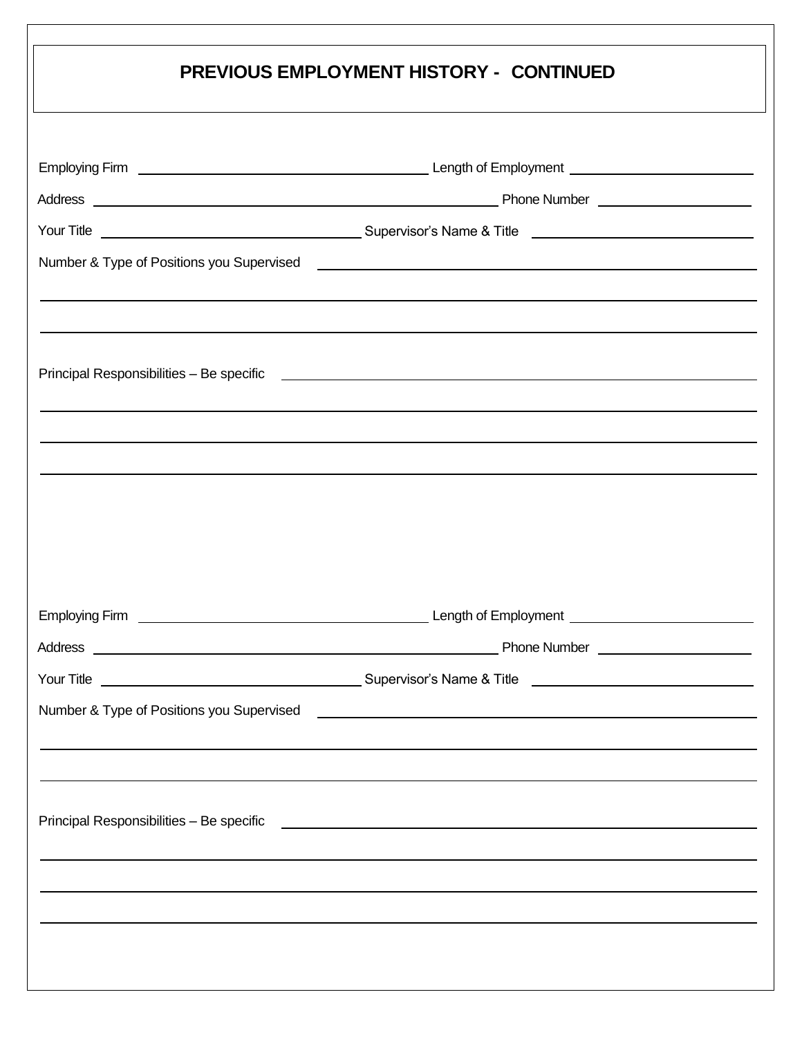## PREVIOUS EMPLOYMENT HISTORY - CONTINUED

Employing Firm ______________________________ Length of Employment ____________________

Address ____________________________________________ Phone Number ________________

Your Title ___________________________ Supervisor's Name & Title _________________________

Number & Type of Positions you Supervised ______________________________________________

_____________________________________________________________________________

_____________________________________________________________________________

Principal Responsibilities – Be specific __________________________________________________

_____________________________________________________________________________

_____________________________________________________________________________

_____________________________________________________________________________

Employing Firm ______________________________ Length of Employment ____________________

Address ____________________________________________ Phone Number ________________

Your Title ___________________________ Supervisor's Name & Title _________________________

Number & Type of Positions you Supervised ______________________________________________

_____________________________________________________________________________

_____________________________________________________________________________

Principal Responsibilities – Be specific __________________________________________________

_____________________________________________________________________________

_____________________________________________________________________________

_____________________________________________________________________________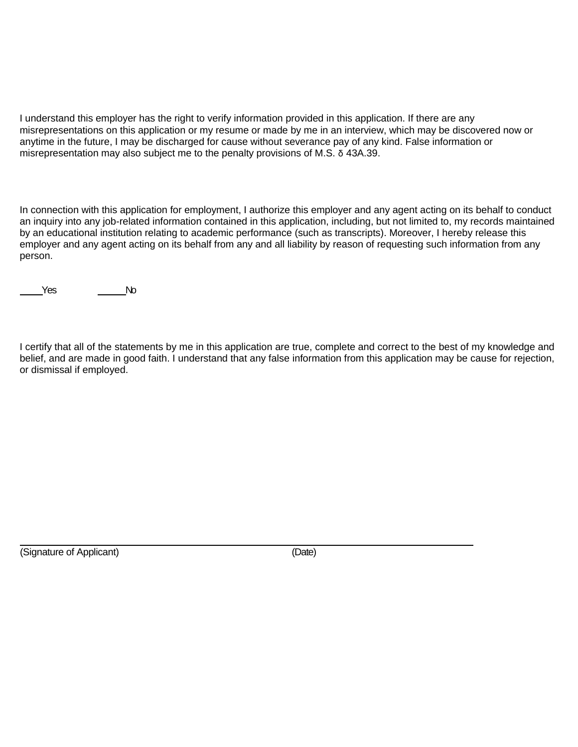I understand this employer has the right to verify information provided in this application. If there are any misrepresentations on this application or my resume or made by me in an interview, which may be discovered now or anytime in the future, I may be discharged for cause without severance pay of any kind. False information or misrepresentation may also subject me to the penalty provisions of M.S. δ 43A.39.

In connection with this application for employment, I authorize this employer and any agent acting on its behalf to conduct an inquiry into any job-related information contained in this application, including, but not limited to, my records maintained by an educational institution relating to academic performance (such as transcripts). Moreover, I hereby release this employer and any agent acting on its behalf from any and all liability by reason of requesting such information from any person.

____Yes ____No

I certify that all of the statements by me in this application are true, complete and correct to the best of my knowledge and belief, and are made in good faith. I understand that any false information from this application may be cause for rejection, or dismissal if employed.

______________________________________________________________________

(Signature of Applicant) (Date)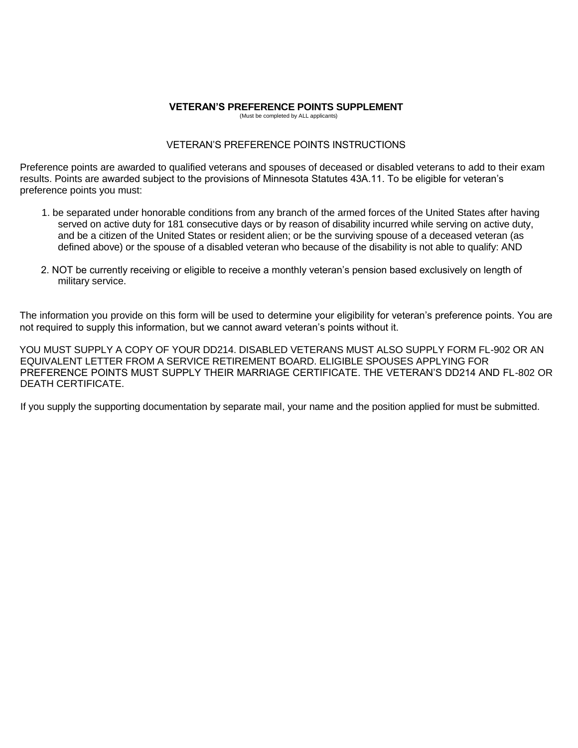# VETERAN'S PREFERENCE POINTS SUPPLEMENT

(Must be completed by ALL applicants)

## VETERAN'S PREFERENCE POINTS INSTRUCTIONS

Preference points are awarded to qualified veterans and spouses of deceased or disabled veterans to add to their exam results. Points are awarded subject to the provisions of Minnesota Statutes 43A.11. To be eligible for veteran's preference points you must:

1. be separated under honorable conditions from any branch of the armed forces of the United States after having served on active duty for 181 consecutive days or by reason of disability incurred while serving on active duty, and be a citizen of the United States or resident alien; or be the surviving spouse of a deceased veteran (as defined above) or the spouse of a disabled veteran who because of the disability is not able to qualify: AND

2. NOT be currently receiving or eligible to receive a monthly veteran's pension based exclusively on length of military service.

The information you provide on this form will be used to determine your eligibility for veteran's preference points. You are not required to supply this information, but we cannot award veteran's points without it.

YOU MUST SUPPLY A COPY OF YOUR DD214. DISABLED VETERANS MUST ALSO SUPPLY FORM FL-902 OR AN EQUIVALENT LETTER FROM A SERVICE RETIREMENT BOARD. ELIGIBLE SPOUSES APPLYING FOR PREFERENCE POINTS MUST SUPPLY THEIR MARRIAGE CERTIFICATE. THE VETERAN'S DD214 AND FL-802 OR DEATH CERTIFICATE.

If you supply the supporting documentation by separate mail, your name and the position applied for must be submitted.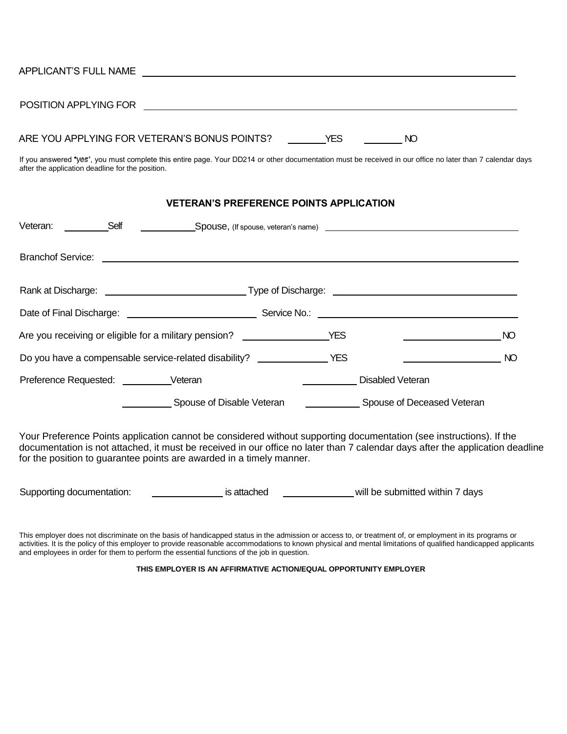APPLICANT'S FULL NAME ____________________________________________

POSITION APPLYING FOR ____________________________________________

ARE YOU APPLYING FOR VETERAN'S BONUS POINTS? _______YES _______NO

If you answered "yes", you must complete this entire page. Your DD214 or other documentation must be received in our office no later than 7 calendar days after the application deadline for the position.

### VETERAN'S PREFERENCE POINTS APPLICATION

Veteran: ________Self __________Spouse, (If spouse, veteran's name) ______________________________

Branchof Service: ____________________________________________

Rank at Discharge: ______________________ Type of Discharge: ______________________

Date of Final Discharge: ______________________ Service No.: ______________________

Are you receiving or eligible for a military pension? ______________YES ______________NO

Do you have a compensable service-related disability? ______________YES ______________NO

Preference Requested: _________Veteran __________Disabled Veteran

_________Spouse of Disable Veteran __________Spouse of Deceased Veteran

Your Preference Points application cannot be considered without supporting documentation (see instructions). If the documentation is not attached, it must be received in our office no later than 7 calendar days after the application deadline for the position to guarantee points are awarded in a timely manner.

Supporting documentation: ____________is attached ____________will be submitted within 7 days

This employer does not discriminate on the basis of handicapped status in the admission or access to, or treatment of, or employment in its programs or activities. It is the policy of this employer to provide reasonable accommodations to known physical and mental limitations of qualified handicapped applicants and employees in order for them to perform the essential functions of the job in question.

**THIS EMPLOYER IS AN AFFIRMATIVE ACTION/EQUAL OPPORTUNITY EMPLOYER**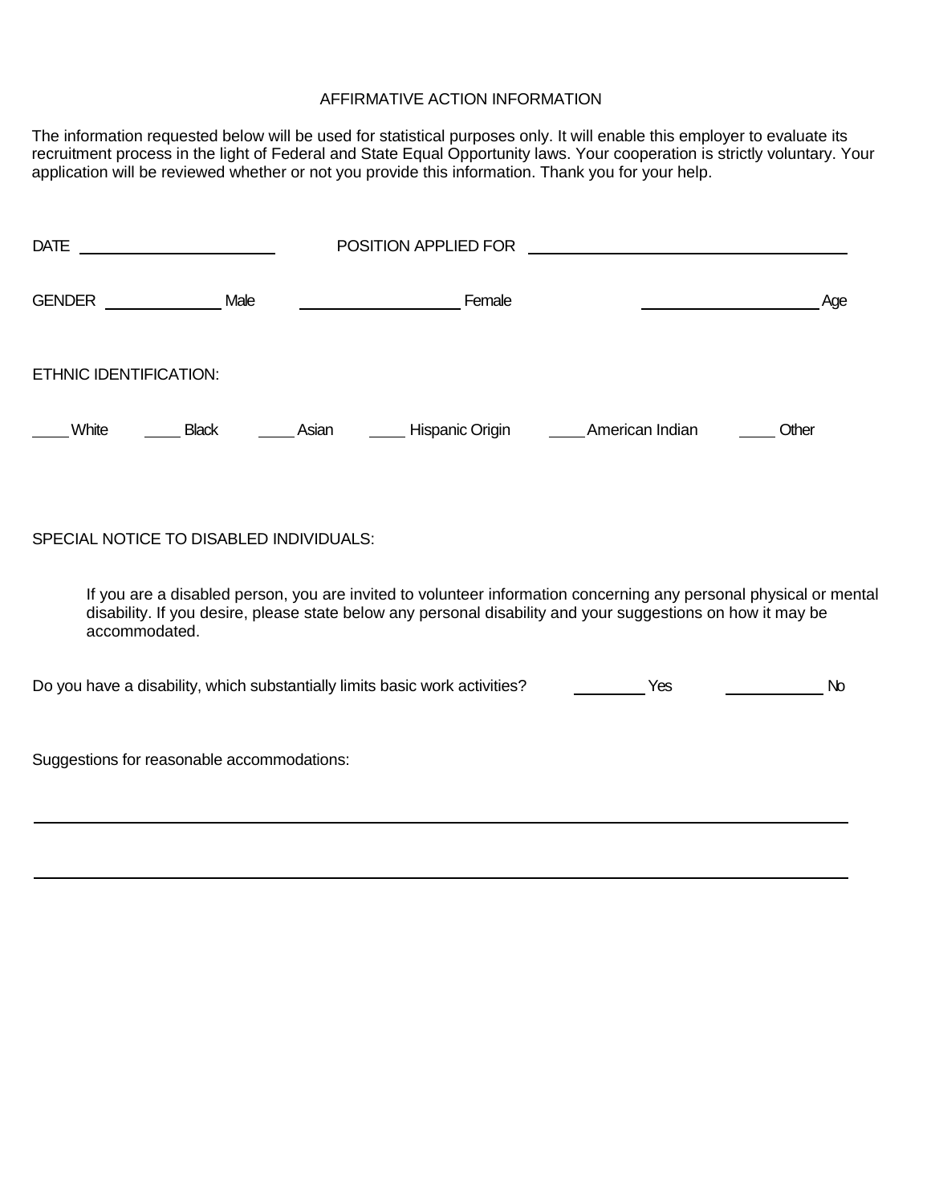# AFFIRMATIVE ACTION INFORMATION

The information requested below will be used for statistical purposes only. It will enable this employer to evaluate its recruitment process in the light of Federal and State Equal Opportunity laws. Your cooperation is strictly voluntary. Your application will be reviewed whether or not you provide this information. Thank you for your help.

DATE ______________________ POSITION APPLIED FOR ____________________________________

GENDER _____________ Male _________________ Female ____________________ Age

ETHNIC IDENTIFICATION:

____ White ____ Black ____ Asian ____ Hispanic Origin ____ American Indian ____ Other

SPECIAL NOTICE TO DISABLED INDIVIDUALS:

If you are a disabled person, you are invited to volunteer information concerning any personal physical or mental disability. If you desire, please state below any personal disability and your suggestions on how it may be accommodated.

Do you have a disability, which substantially limits basic work activities? ________ Yes ___________ No

Suggestions for reasonable accommodations:

_____________________________________________________________________________________________

_____________________________________________________________________________________________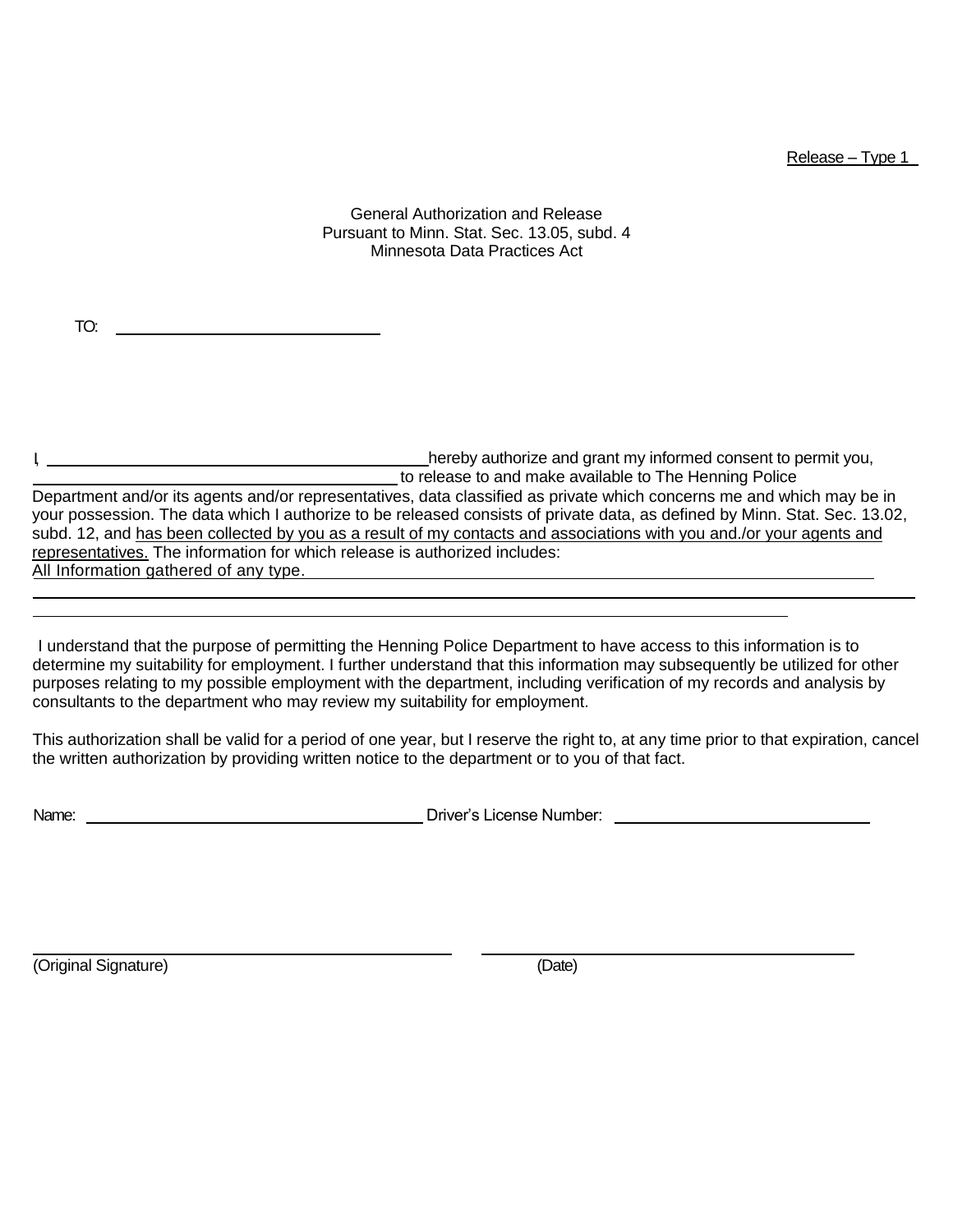Release – Type 1

General Authorization and Release
Pursuant to Minn. Stat. Sec. 13.05, subd. 4
Minnesota Data Practices Act

TO: ______________________________

I, __________________________________________ hereby authorize and grant my informed consent to permit you, ________________________________________ to release to and make available to The Henning Police Department and/or its agents and/or representatives, data classified as private which concerns me and which may be in your possession. The data which I authorize to be released consists of private data, as defined by Minn. Stat. Sec. 13.02, subd. 12, and <u>has been collected by you as a result of my contacts and associations with you and./or your agents and representatives.</u> The information for which release is authorized includes:
<u>All Information gathered of any type.</u>

I understand that the purpose of permitting the Henning Police Department to have access to this information is to determine my suitability for employment. I further understand that this information may subsequently be utilized for other purposes relating to my possible employment with the department, including verification of my records and analysis by consultants to the department who may review my suitability for employment.

This authorization shall be valid for a period of one year, but I reserve the right to, at any time prior to that expiration, cancel the written authorization by providing written notice to the department or to you of that fact.

Name: ______________________________________ Driver's License Number: ____________________________

______________________________________ ______________________________________
(Original Signature) (Date)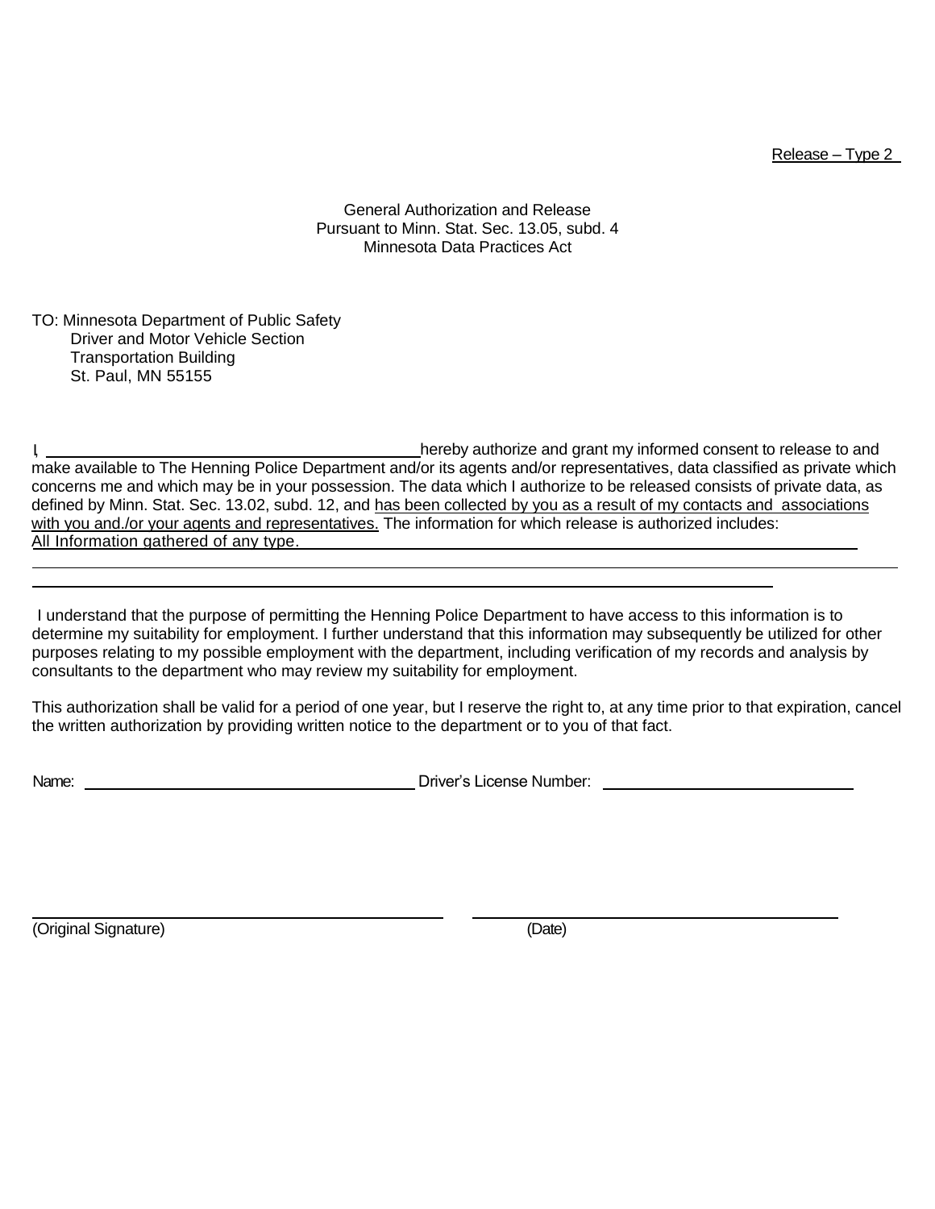Release – Type 2

General Authorization and Release
Pursuant to Minn. Stat. Sec. 13.05, subd. 4
Minnesota Data Practices Act

TO: Minnesota Department of Public Safety
Driver and Motor Vehicle Section
Transportation Building
St. Paul, MN 55155

I, \_\_\_\_\_\_\_\_\_\_\_\_\_\_\_\_\_\_\_\_\_\_\_\_\_\_\_\_\_\_\_\_\_\_\_\_\_\_\_\_ hereby authorize and grant my informed consent to release to and make available to The Henning Police Department and/or its agents and/or representatives, data classified as private which concerns me and which may be in your possession. The data which I authorize to be released consists of private data, as defined by Minn. Stat. Sec. 13.02, subd. 12, and has been collected by you as a result of my contacts and associations with you and./or your agents and representatives. The information for which release is authorized includes: All Information gathered of any type.

\_\_\_\_\_\_\_\_\_\_\_\_\_\_\_\_\_\_\_\_\_\_\_\_\_\_\_\_\_\_\_\_\_\_\_\_\_\_\_\_\_\_\_\_\_\_\_\_\_\_\_\_\_\_\_\_\_\_\_\_\_\_\_\_\_\_\_\_\_\_\_\_\_\_\_\_\_\_

\_\_\_\_\_\_\_\_\_\_\_\_\_\_\_\_\_\_\_\_\_\_\_\_\_\_\_\_\_\_\_\_\_\_\_\_\_\_\_\_\_\_\_\_\_\_\_\_\_\_\_\_\_\_\_\_\_\_\_\_\_\_\_\_\_\_\_\_\_\_

I understand that the purpose of permitting the Henning Police Department to have access to this information is to determine my suitability for employment. I further understand that this information may subsequently be utilized for other purposes relating to my possible employment with the department, including verification of my records and analysis by consultants to the department who may review my suitability for employment.

This authorization shall be valid for a period of one year, but I reserve the right to, at any time prior to that expiration, cancel the written authorization by providing written notice to the department or to you of that fact.

Name: \_\_\_\_\_\_\_\_\_\_\_\_\_\_\_\_\_\_\_\_\_\_\_\_\_\_\_\_\_\_\_\_\_\_\_\_\_\_ Driver's License Number: \_\_\_\_\_\_\_\_\_\_\_\_\_\_\_\_\_\_\_\_\_\_\_\_\_\_\_\_\_\_

\_\_\_\_\_\_\_\_\_\_\_\_\_\_\_\_\_\_\_\_\_\_\_\_\_\_\_\_\_\_\_\_\_\_\_\_\_\_\_\_\_\_ \_\_\_\_\_\_\_\_\_\_\_\_\_\_\_\_\_\_\_\_\_\_\_\_\_\_\_\_\_\_\_\_\_\_\_\_\_\_\_\_\_\_

(Original Signature) (Date)